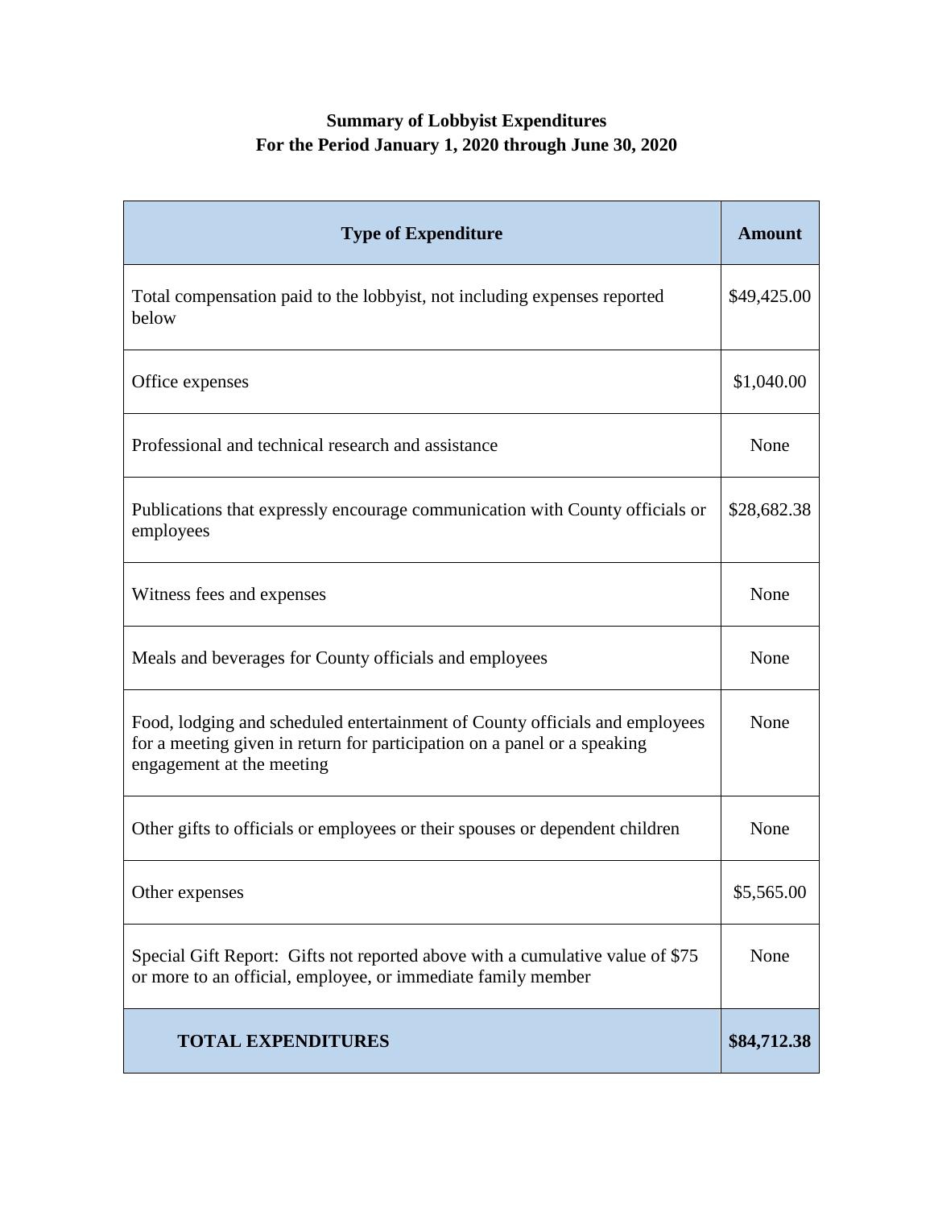**Summary of Lobbyist Expenditures**
**For the Period January 1, 2020 through June 30, 2020**

| Type of Expenditure | Amount |
|---|---|
| Total compensation paid to the lobbyist, not including expenses reported below | $49,425.00 |
| Office expenses | $1,040.00 |
| Professional and technical research and assistance | None |
| Publications that expressly encourage communication with County officials or employees | $28,682.38 |
| Witness fees and expenses | None |
| Meals and beverages for County officials and employees | None |
| Food, lodging and scheduled entertainment of County officials and employees for a meeting given in return for participation on a panel or a speaking engagement at the meeting | None |
| Other gifts to officials or employees or their spouses or dependent children | None |
| Other expenses | $5,565.00 |
| Special Gift Report: Gifts not reported above with a cumulative value of $75 or more to an official, employee, or immediate family member | None |
| **TOTAL EXPENDITURES** | **$84,712.38** |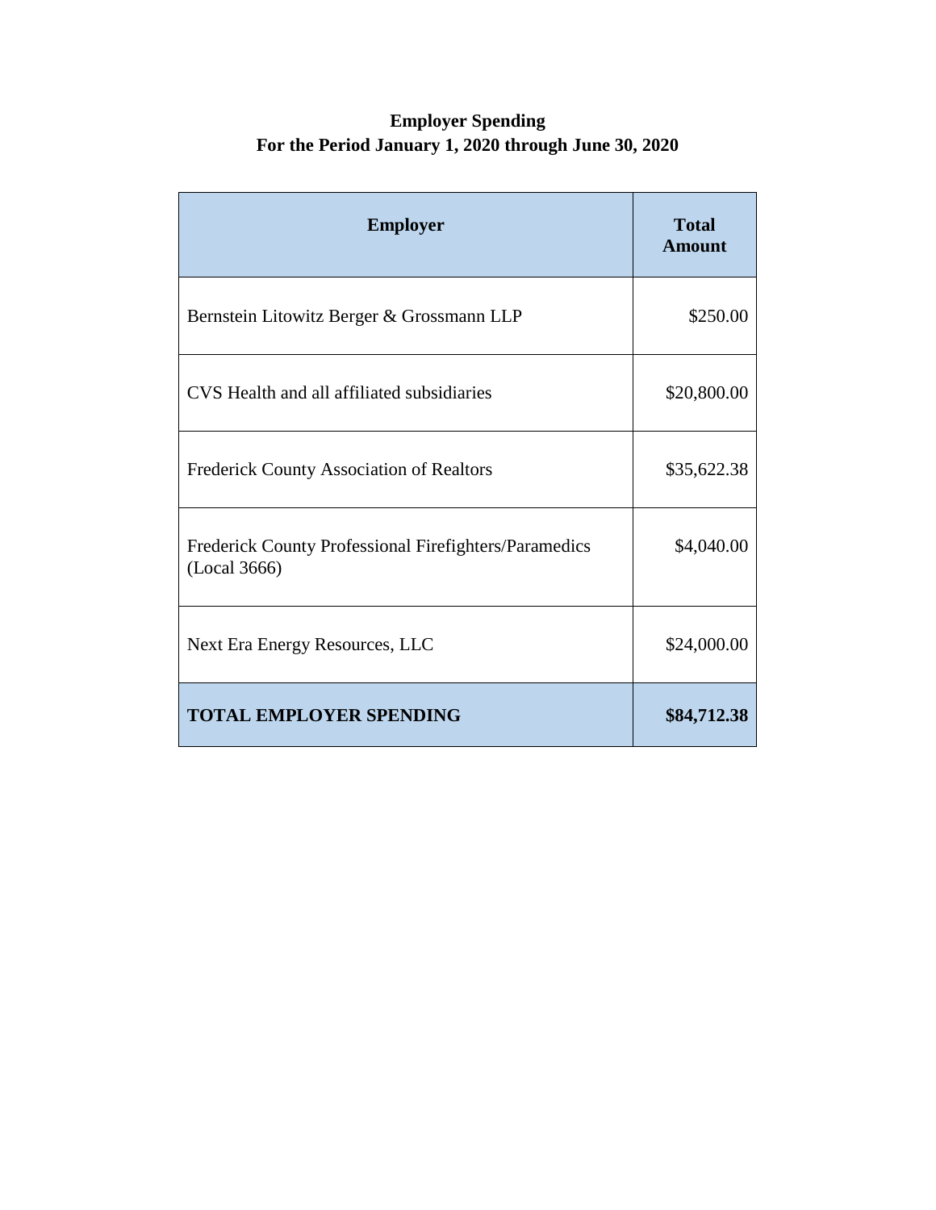# Employer Spending
## For the Period January 1, 2020 through June 30, 2020

| Employer | Total Amount |
| --- | --- |
| Bernstein Litowitz Berger & Grossmann LLP | $250.00 |
| CVS Health and all affiliated subsidiaries | $20,800.00 |
| Frederick County Association of Realtors | $35,622.38 |
| Frederick County Professional Firefighters/Paramedics (Local 3666) | $4,040.00 |
| Next Era Energy Resources, LLC | $24,000.00 |
| **TOTAL EMPLOYER SPENDING** | **$84,712.38** |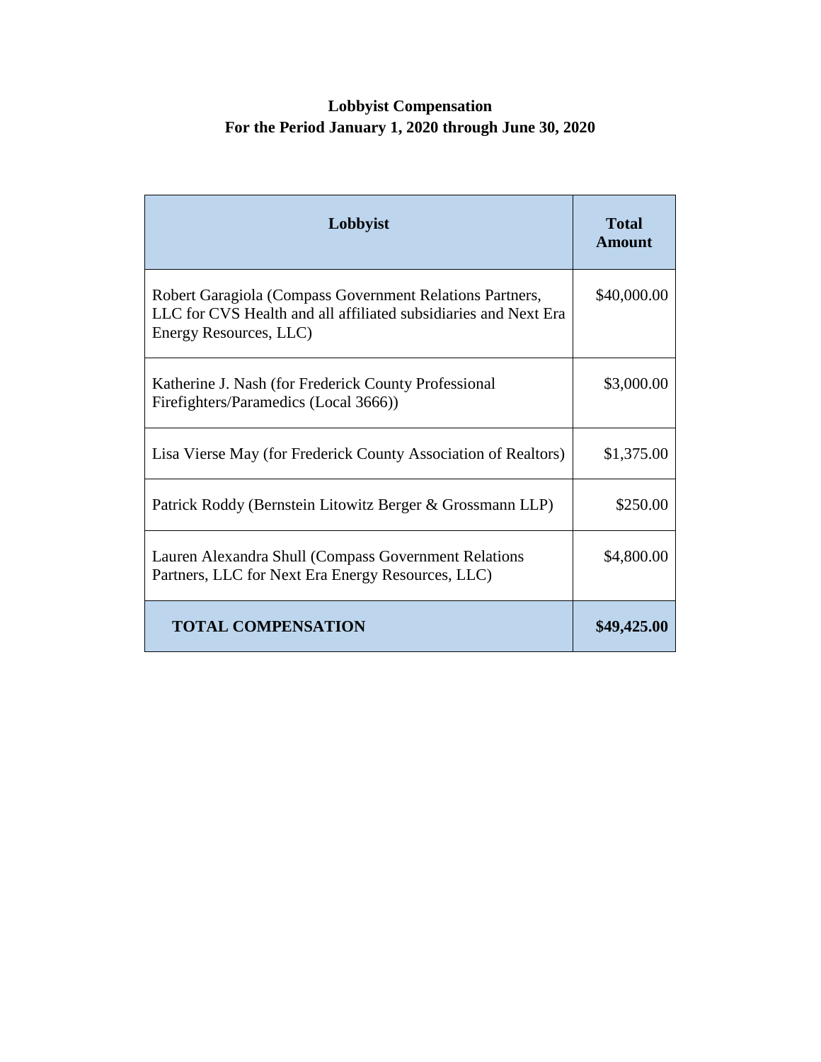**Lobbyist Compensation**
**For the Period January 1, 2020 through June 30, 2020**

| Lobbyist | Total Amount |
|---|---|
| Robert Garagiola (Compass Government Relations Partners, LLC for CVS Health and all affiliated subsidiaries and Next Era Energy Resources, LLC) | $40,000.00 |
| Katherine J. Nash (for Frederick County Professional Firefighters/Paramedics (Local 3666)) | $3,000.00 |
| Lisa Vierse May (for Frederick County Association of Realtors) | $1,375.00 |
| Patrick Roddy (Bernstein Litowitz Berger & Grossmann LLP) | $250.00 |
| Lauren Alexandra Shull (Compass Government Relations Partners, LLC for Next Era Energy Resources, LLC) | $4,800.00 |
| **TOTAL COMPENSATION** | **$49,425.00** |